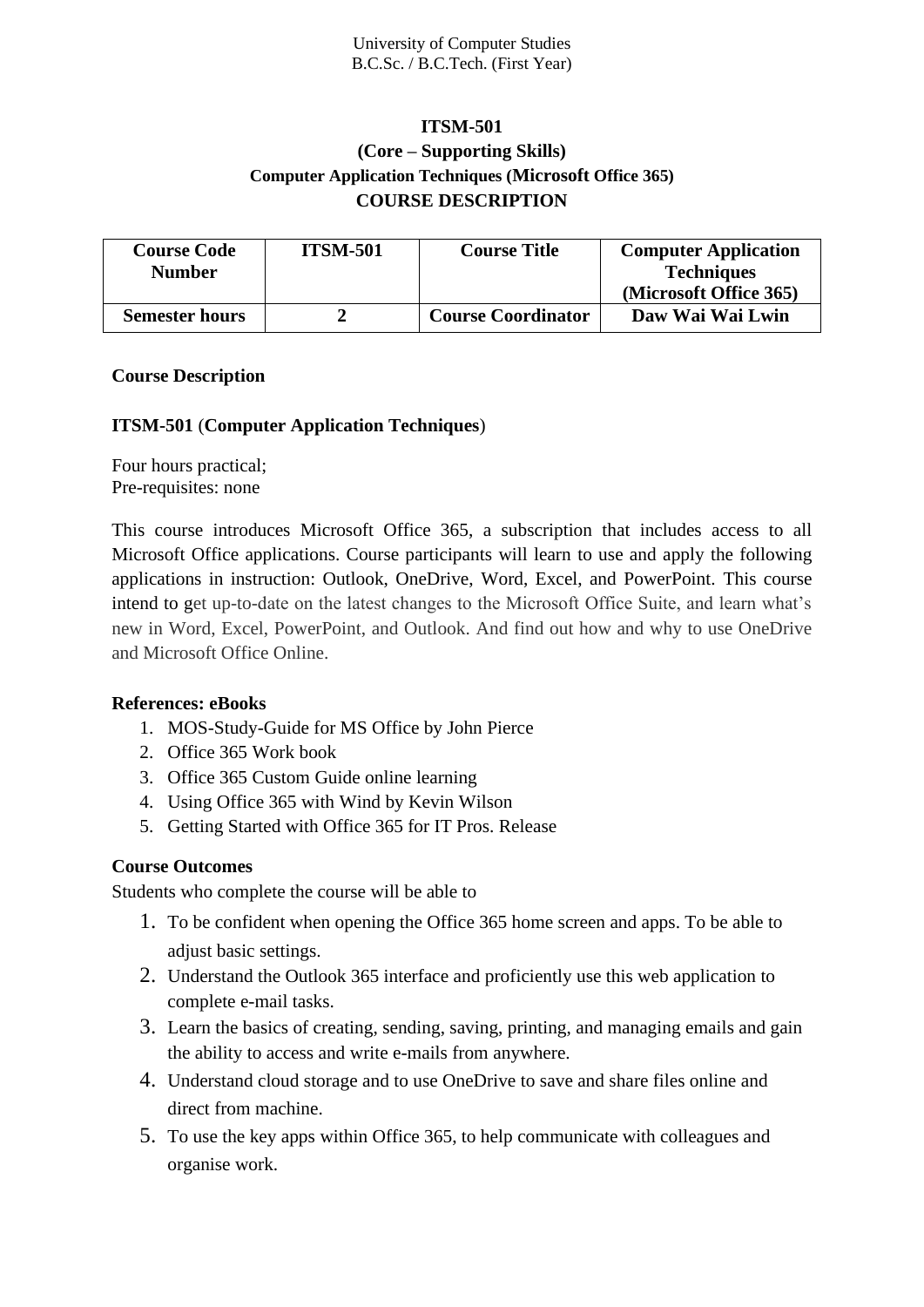University of Computer Studies
B.C.Sc. / B.C.Tech. (First Year)

# ITSM-501
## (Core – Supporting Skills)
### Computer Application Techniques (Microsoft Office 365)
## COURSE DESCRIPTION

| **Course Code Number** | **ITSM-501** | **Course Title** | **Computer Application Techniques (Microsoft Office 365)** |
|---|---|---|---|
| **Semester hours** | **2** | **Course Coordinator** | **Daw Wai Wai Lwin** |

**Course Description**

**ITSM-501** (**Computer Application Techniques**)

Four hours practical;
Pre-requisites: none

This course introduces Microsoft Office 365, a subscription that includes access to all Microsoft Office applications. Course participants will learn to use and apply the following applications in instruction: Outlook, OneDrive, Word, Excel, and PowerPoint. This course intend to get up-to-date on the latest changes to the Microsoft Office Suite, and learn what's new in Word, Excel, PowerPoint, and Outlook. And find out how and why to use OneDrive and Microsoft Office Online.

**References: eBooks**

1. MOS-Study-Guide for MS Office by John Pierce
2. Office 365 Work book
3. Office 365 Custom Guide online learning
4. Using Office 365 with Wind by Kevin Wilson
5. Getting Started with Office 365 for IT Pros. Release

**Course Outcomes**

Students who complete the course will be able to

1. To be confident when opening the Office 365 home screen and apps. To be able to adjust basic settings.
2. Understand the Outlook 365 interface and proficiently use this web application to complete e-mail tasks.
3. Learn the basics of creating, sending, saving, printing, and managing emails and gain the ability to access and write e-mails from anywhere.
4. Understand cloud storage and to use OneDrive to save and share files online and direct from machine.
5. To use the key apps within Office 365, to help communicate with colleagues and organise work.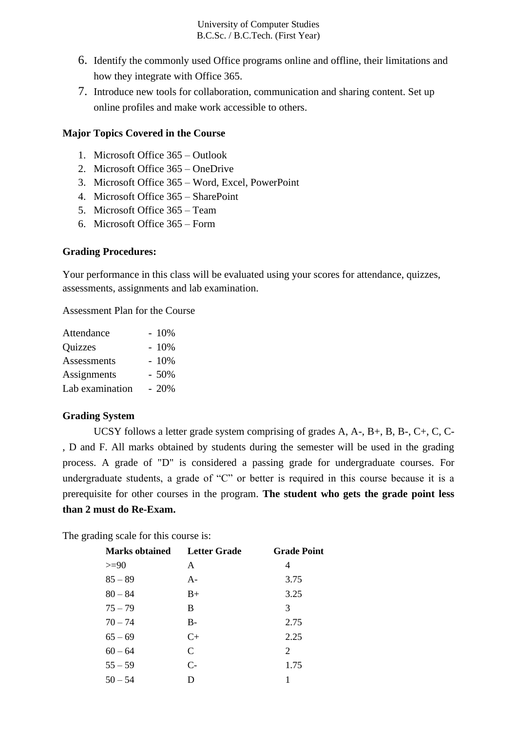6. Identify the commonly used Office programs online and offline, their limitations and how they integrate with Office 365.
7. Introduce new tools for collaboration, communication and sharing content. Set up online profiles and make work accessible to others.

**Major Topics Covered in the Course**

1. Microsoft Office 365 – Outlook
2. Microsoft Office 365 – OneDrive
3. Microsoft Office 365 – Word, Excel, PowerPoint
4. Microsoft Office 365 – SharePoint
5. Microsoft Office 365 – Team
6. Microsoft Office 365 – Form

**Grading Procedures:**

Your performance in this class will be evaluated using your scores for attendance, quizzes, assessments, assignments and lab examination.

Assessment Plan for the Course

| | |
|---|---|
| Attendance | - 10% |
| Quizzes | - 10% |
| Assessments | - 10% |
| Assignments | - 50% |
| Lab examination | - 20% |

**Grading System**

UCSY follows a letter grade system comprising of grades A, A-, B+, B, B-, C+, C, C-, D and F. All marks obtained by students during the semester will be used in the grading process. A grade of "D" is considered a passing grade for undergraduate courses. For undergraduate students, a grade of "C" or better is required in this course because it is a prerequisite for other courses in the program. **The student who gets the grade point less than 2 must do Re-Exam.**

The grading scale for this course is:

| **Marks obtained** | **Letter Grade** | **Grade Point** |
|---|---|---|
| >=90 | A | 4 |
| 85 – 89 | A- | 3.75 |
| 80 – 84 | B+ | 3.25 |
| 75 – 79 | B | 3 |
| 70 – 74 | B- | 2.75 |
| 65 – 69 | C+ | 2.25 |
| 60 – 64 | C | 2 |
| 55 – 59 | C- | 1.75 |
| 50 – 54 | D | 1 |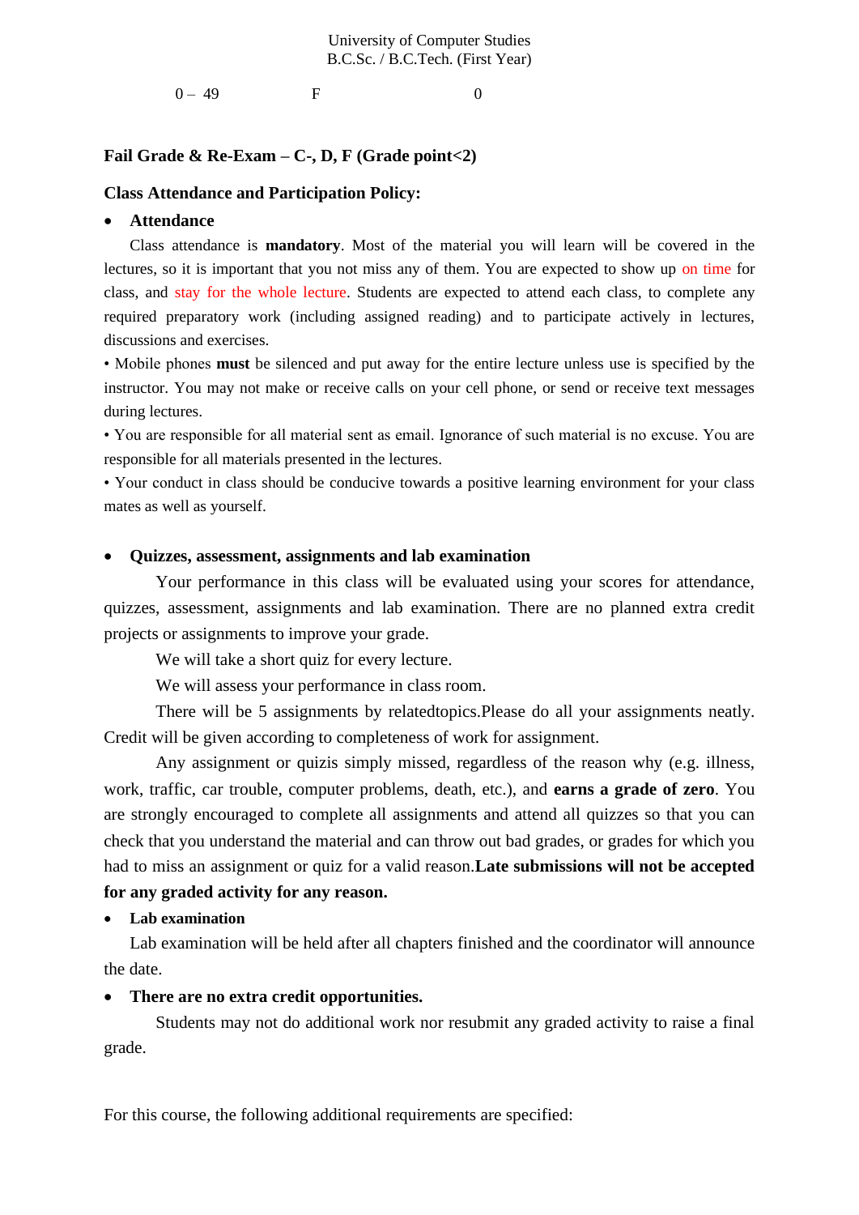| 0 – 49 | F | 0 |
|---|---|---|

**Fail Grade & Re-Exam – C-, D, F (Grade point<2)**

**Class Attendance and Participation Policy:**

- **Attendance**

Class attendance is **mandatory**. Most of the material you will learn will be covered in the lectures, so it is important that you not miss any of them. You are expected to show up on time for class, and stay for the whole lecture. Students are expected to attend each class, to complete any required preparatory work (including assigned reading) and to participate actively in lectures, discussions and exercises.

• Mobile phones **must** be silenced and put away for the entire lecture unless use is specified by the instructor. You may not make or receive calls on your cell phone, or send or receive text messages during lectures.

• You are responsible for all material sent as email. Ignorance of such material is no excuse. You are responsible for all materials presented in the lectures.

• Your conduct in class should be conducive towards a positive learning environment for your class mates as well as yourself.

- **Quizzes, assessment, assignments and lab examination**

Your performance in this class will be evaluated using your scores for attendance, quizzes, assessment, assignments and lab examination. There are no planned extra credit projects or assignments to improve your grade.

We will take a short quiz for every lecture.

We will assess your performance in class room.

There will be 5 assignments by relatedtopics.Please do all your assignments neatly. Credit will be given according to completeness of work for assignment.

Any assignment or quizis simply missed, regardless of the reason why (e.g. illness, work, traffic, car trouble, computer problems, death, etc.), and **earns a grade of zero**. You are strongly encouraged to complete all assignments and attend all quizzes so that you can check that you understand the material and can throw out bad grades, or grades for which you had to miss an assignment or quiz for a valid reason.**Late submissions will not be accepted for any graded activity for any reason.**

- **Lab examination**

Lab examination will be held after all chapters finished and the coordinator will announce the date.

- **There are no extra credit opportunities.**

Students may not do additional work nor resubmit any graded activity to raise a final grade.

For this course, the following additional requirements are specified: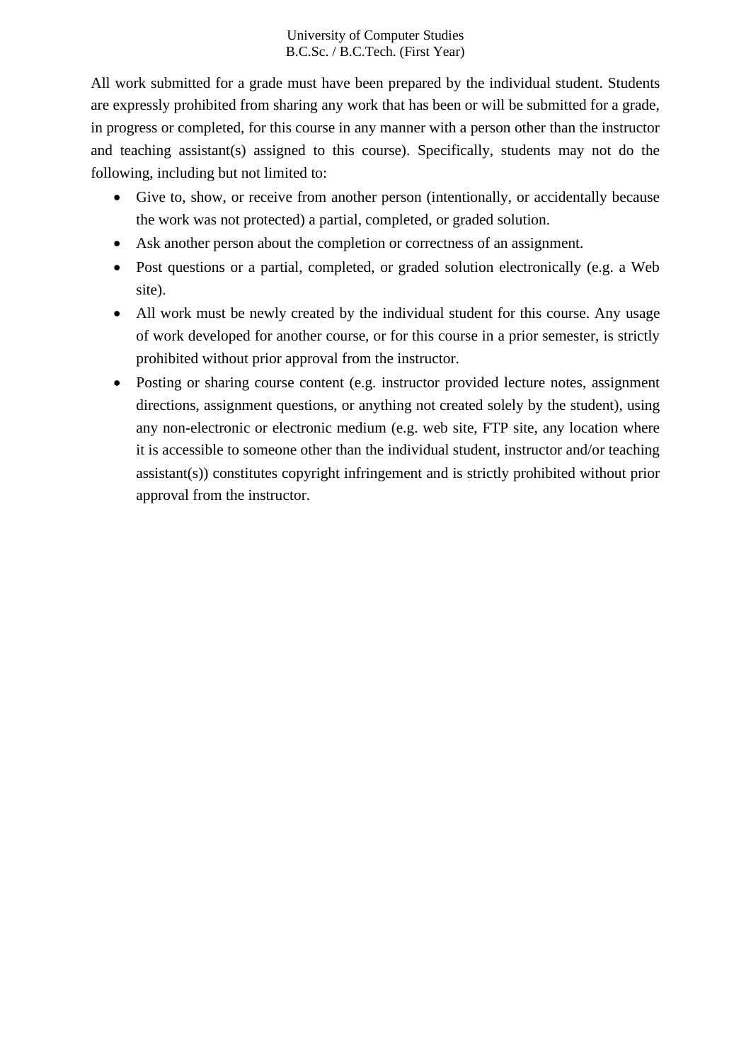All work submitted for a grade must have been prepared by the individual student. Students are expressly prohibited from sharing any work that has been or will be submitted for a grade, in progress or completed, for this course in any manner with a person other than the instructor and teaching assistant(s) assigned to this course). Specifically, students may not do the following, including but not limited to:

- Give to, show, or receive from another person (intentionally, or accidentally because the work was not protected) a partial, completed, or graded solution.
- Ask another person about the completion or correctness of an assignment.
- Post questions or a partial, completed, or graded solution electronically (e.g. a Web site).
- All work must be newly created by the individual student for this course. Any usage of work developed for another course, or for this course in a prior semester, is strictly prohibited without prior approval from the instructor.
- Posting or sharing course content (e.g. instructor provided lecture notes, assignment directions, assignment questions, or anything not created solely by the student), using any non-electronic or electronic medium (e.g. web site, FTP site, any location where it is accessible to someone other than the individual student, instructor and/or teaching assistant(s)) constitutes copyright infringement and is strictly prohibited without prior approval from the instructor.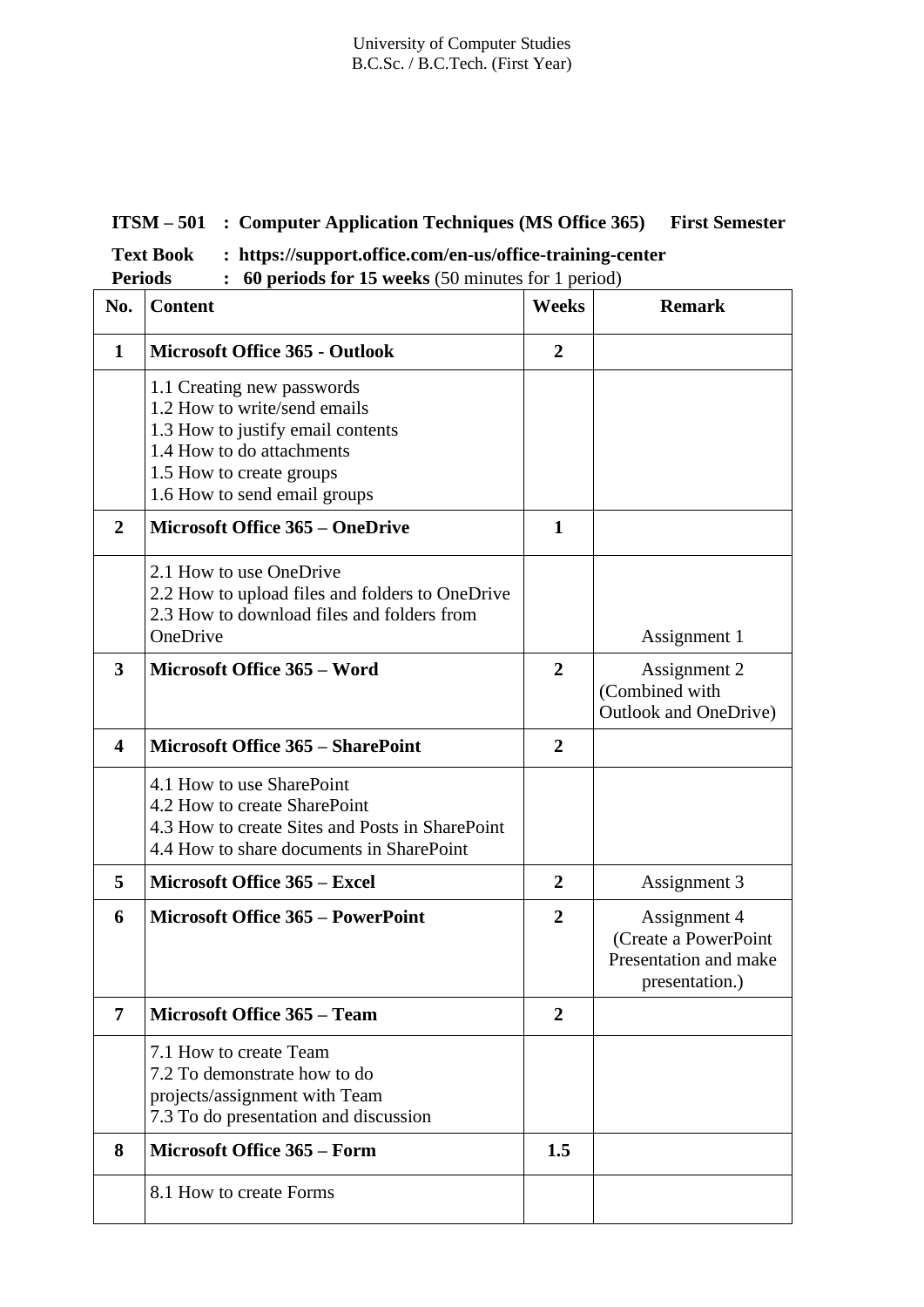University of Computer Studies
B.C.Sc. / B.C.Tech. (First Year)

**ITSM – 501 : Computer Application Techniques (MS Office 365) First Semester**

**Text Book : https://support.office.com/en-us/office-training-center**

**Periods : 60 periods for 15 weeks** (50 minutes for 1 period)

| No. | Content | Weeks | Remark |
|---|---|---|---|
| **1** | **Microsoft Office 365 - Outlook** | **2** | |
| | 1.1 Creating new passwords<br>1.2 How to write/send emails<br>1.3 How to justify email contents<br>1.4 How to do attachments<br>1.5 How to create groups<br>1.6 How to send email groups | | |
| **2** | **Microsoft Office 365 – OneDrive** | **1** | |
| | 2.1 How to use OneDrive<br>2.2 How to upload files and folders to OneDrive<br>2.3 How to download files and folders from OneDrive | | Assignment 1 |
| **3** | **Microsoft Office 365 – Word** | **2** | Assignment 2 (Combined with Outlook and OneDrive) |
| **4** | **Microsoft Office 365 – SharePoint** | **2** | |
| | 4.1 How to use SharePoint<br>4.2 How to create SharePoint<br>4.3 How to create Sites and Posts in SharePoint<br>4.4 How to share documents in SharePoint | | |
| **5** | **Microsoft Office 365 – Excel** | **2** | Assignment 3 |
| **6** | **Microsoft Office 365 – PowerPoint** | **2** | Assignment 4 (Create a PowerPoint Presentation and make presentation.) |
| **7** | **Microsoft Office 365 – Team** | **2** | |
| | 7.1 How to create Team<br>7.2 To demonstrate how to do projects/assignment with Team<br>7.3 To do presentation and discussion | | |
| **8** | **Microsoft Office 365 – Form** | **1.5** | |
| | 8.1 How to create Forms | | |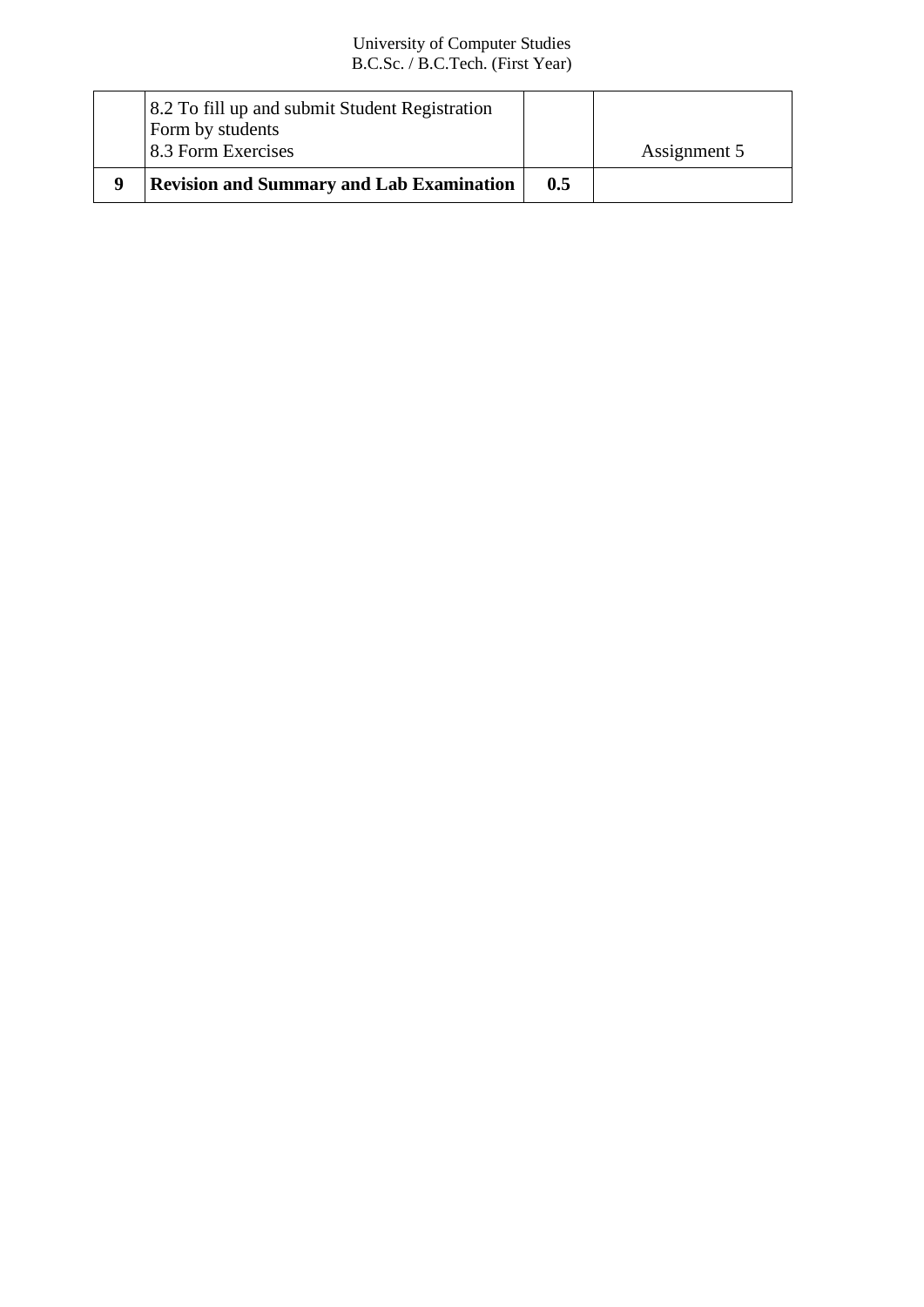| | | | |
|---|---|---|---|
| | 8.2 To fill up and submit Student Registration Form by students<br>8.3 Form Exercises | | Assignment 5 |
| **9** | **Revision and Summary and Lab Examination** | **0.5** | |